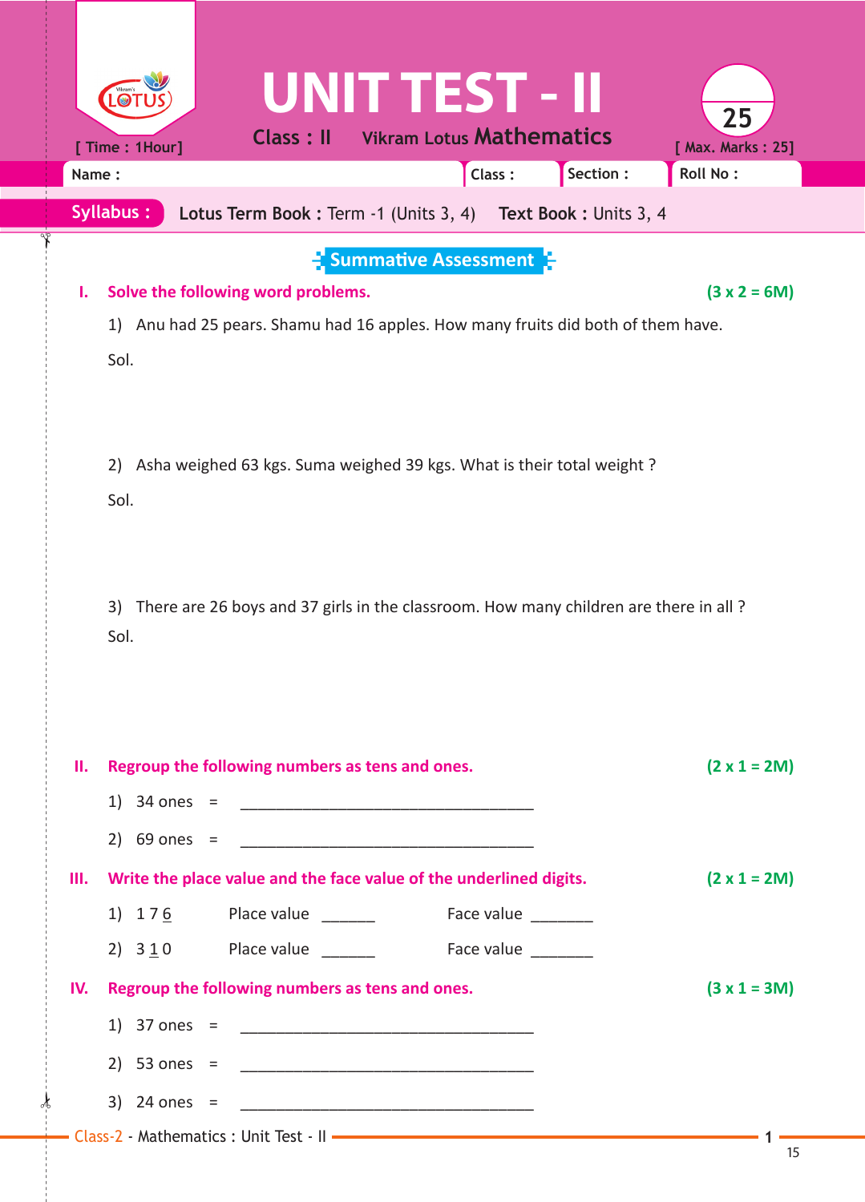# UNIT TEST - II

[ Time : 1Hour]

Class : II Vikram Lotus **Mathematics**

25

[ Max. Marks : 25]

Name : | Class : | Section : | Roll No :

**Syllabus :** **Lotus Term Book :** Term -1 (Units 3, 4) **Text Book :** Units 3, 4

## Summative Assessment

**I. Solve the following word problems.** **(3 x 2 = 6M)**

1) Anu had 25 pears. Shamu had 16 apples. How many fruits did both of them have.

Sol.

2) Asha weighed 63 kgs. Suma weighed 39 kgs. What is their total weight ?

Sol.

3) There are 26 boys and 37 girls in the classroom. How many children are there in all ?

Sol.

**II. Regroup the following numbers as tens and ones.** **(2 x 1 = 2M)**

1) 34 ones = ________________________________

2) 69 ones = ________________________________

**III. Write the place value and the face value of the underlined digits.** **(2 x 1 = 2M)**

1) 1 7 <u>6</u> Place value ______ Face value _______

2) 3 <u>1</u> 0 Place value ______ Face value _______

**IV. Regroup the following numbers as tens and ones.** **(3 x 1 = 3M)**

1) 37 ones = ________________________________

2) 53 ones = ________________________________

3) 24 ones = ________________________________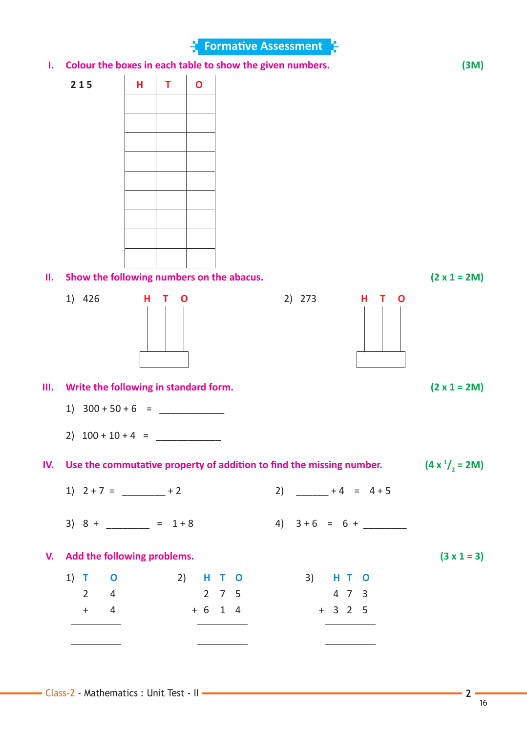## Formative Assessment

**I. Colour the boxes in each table to show the given numbers.** **(3M)**

215

| H | T | O |
|---|---|---|
| | | |
| | | |
| | | |
| | | |
| | | |
| | | |
| | | |
| | | |
| | | |

**II. Show the following numbers on the abacus.** **(2 x 1 = 2M)**

1) 426 H T O

2) 273 H T O

**III. Write the following in standard form.** **(2 x 1 = 2M)**

1) 300 + 50 + 6 = ____________

2) 100 + 10 + 4 = ____________

**IV. Use the commutative property of addition to find the missing number.** **($4 \times \frac{1}{2}$ = 2M)**

1) 2 + 7 = ________ + 2

2) ______ + 4 = 4 + 5

3) 8 + ________ = 1 + 8

4) 3 + 6 = 6 + ________

**V. Add the following problems.** **(3 x 1 = 3)**

1)

| | T | O |
|---|---|---|
| | 2 | 4 |
| + | | 4 |
| | | |

2)

| | H | T | O |
|---|---|---|---|
| | 2 | 7 | 5 |
| + | 6 | 1 | 4 |
| | | | |

3)

| | H | T | O |
|---|---|---|---|
| | 4 | 7 | 3 |
| + | 3 | 2 | 5 |
| | | | |